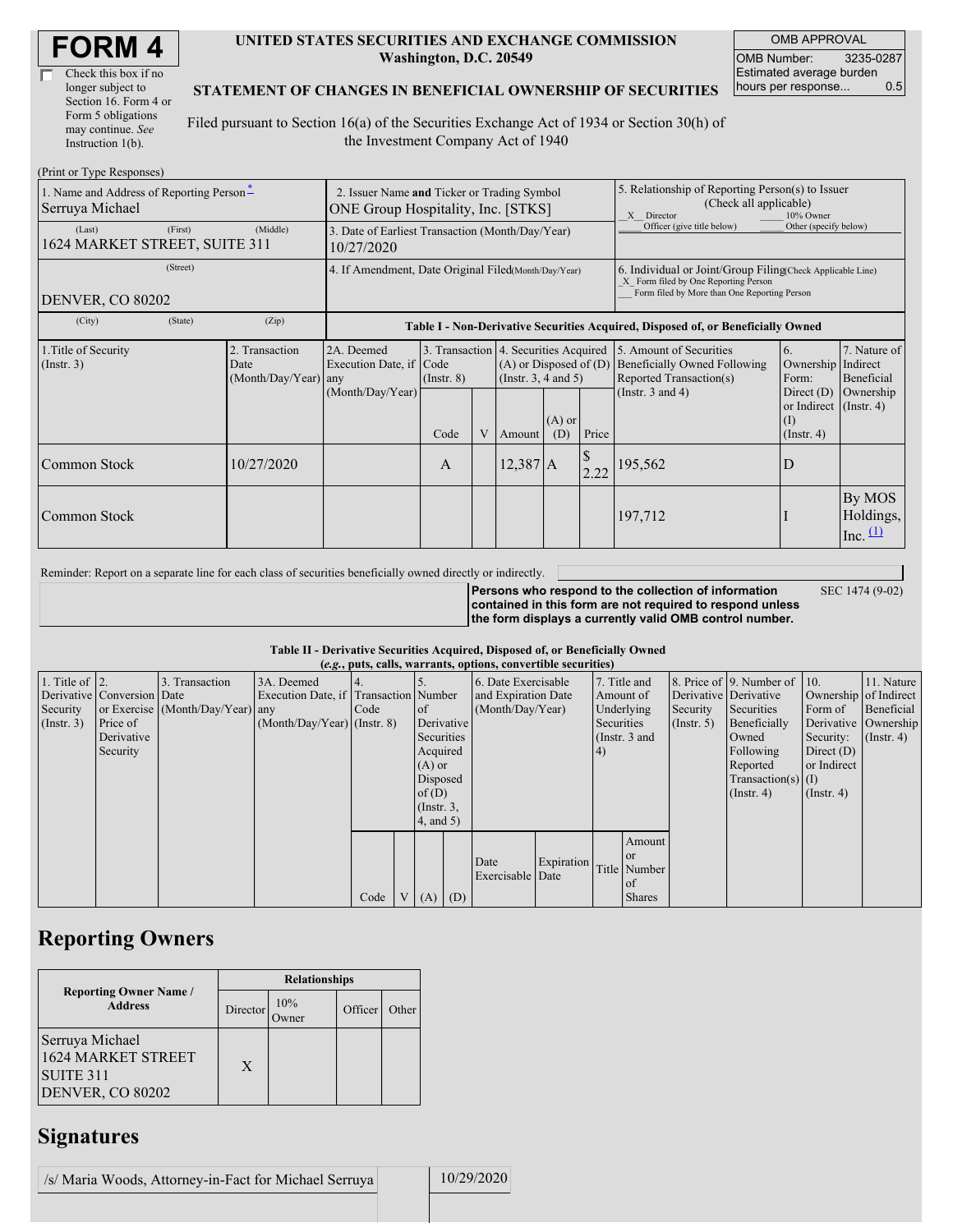# FORM 4

☐ Check this box if no longer subject to Section 16. Form 4 or Form 5 obligations may continue. *See* Instruction 1(b).

**UNITED STATES SECURITIES AND EXCHANGE COMMISSION**
**Washington, D.C. 20549**

**STATEMENT OF CHANGES IN BENEFICIAL OWNERSHIP OF SECURITIES**

Filed pursuant to Section 16(a) of the Securities Exchange Act of 1934 or Section 30(h) of the Investment Company Act of 1940

| OMB APPROVAL | |
|---|---|
| OMB Number: | 3235-0287 |
| Estimated average burden hours per response... | 0.5 |

(Print or Type Responses)

| 1. Name and Address of Reporting Person* | 2. Issuer Name and Ticker or Trading Symbol | 5. Relationship of Reporting Person(s) to Issuer (Check all applicable) |
|---|---|---|
| Serruya Michael | ONE Group Hospitality, Inc. [STKS] | _X_ Director ___ 10% Owner ___ Officer (give title below) ___ Other (specify below) |
| (Last) (First) (Middle) 1624 MARKET STREET, SUITE 311 | 3. Date of Earliest Transaction (Month/Day/Year) 10/27/2020 | |
| (Street) DENVER, CO 80202 | 4. If Amendment, Date Original Filed (Month/Day/Year) | 6. Individual or Joint/Group Filing (Check Applicable Line) _X_ Form filed by One Reporting Person ___ Form filed by More than One Reporting Person |
| (City) (State) (Zip) | | |

**Table I - Non-Derivative Securities Acquired, Disposed of, or Beneficially Owned**

| 1.Title of Security (Instr. 3) | 2. Transaction Date (Month/Day/Year) | 2A. Deemed Execution Date, if any (Month/Day/Year) | 3. Transaction Code (Instr. 8) | | 4. Securities Acquired (A) or Disposed of (D) (Instr. 3, 4 and 5) | | | 5. Amount of Securities Beneficially Owned Following Reported Transaction(s) (Instr. 3 and 4) | 6. Ownership Form: Direct (D) or Indirect (I) (Instr. 4) | 7. Nature of Indirect Beneficial Ownership (Instr. 4) |
|---|---|---|---|---|---|---|---|---|---|---|
| | | | Code | V | Amount | (A) or (D) | Price | | | |
| Common Stock | 10/27/2020 | | A | | 12,387 | A | $ 2.22 | 195,562 | D | |
| Common Stock | | | | | | | | 197,712 | I | By MOS Holdings, Inc. (1) |

Reminder: Report on a separate line for each class of securities beneficially owned directly or indirectly.

**Persons who respond to the collection of information contained in this form are not required to respond unless the form displays a currently valid OMB control number.** SEC 1474 (9-02)

**Table II - Derivative Securities Acquired, Disposed of, or Beneficially Owned**
**(*e.g.*, puts, calls, warrants, options, convertible securities)**

| 1. Title of Derivative Security (Instr. 3) | 2. Conversion or Exercise Price of Derivative Security | 3. Transaction Date (Month/Day/Year) | 3A. Deemed Execution Date, if any (Month/Day/Year) | 4. Transaction Code (Instr. 8) | | 5. Number of Derivative Securities Acquired (A) or Disposed of (D) (Instr. 3, 4, and 5) | | 6. Date Exercisable and Expiration Date (Month/Day/Year) | | 7. Title and Amount of Underlying Securities (Instr. 3 and 4) | | 8. Price of Derivative Security (Instr. 5) | 9. Number of Derivative Securities Beneficially Owned Following Reported Transaction(s) (Instr. 4) | 10. Ownership Form of Derivative Security: Direct (D) or Indirect (I) (Instr. 4) | 11. Nature of Indirect Beneficial Ownership (Instr. 4) |
|---|---|---|---|---|---|---|---|---|---|---|---|---|---|---|---|
| | | | | Code | V | (A) | (D) | Date Exercisable | Expiration Date | Title | Amount or Number of Shares | | | | |

## Reporting Owners

| Reporting Owner Name / Address | Relationships | | | |
|---|---|---|---|---|
| | Director | 10% Owner | Officer | Other |
| Serruya Michael 1624 MARKET STREET SUITE 311 DENVER, CO 80202 | X | | | |

## Signatures

| /s/ Maria Woods, Attorney-in-Fact for Michael Serruya | 10/29/2020 |
|---|---|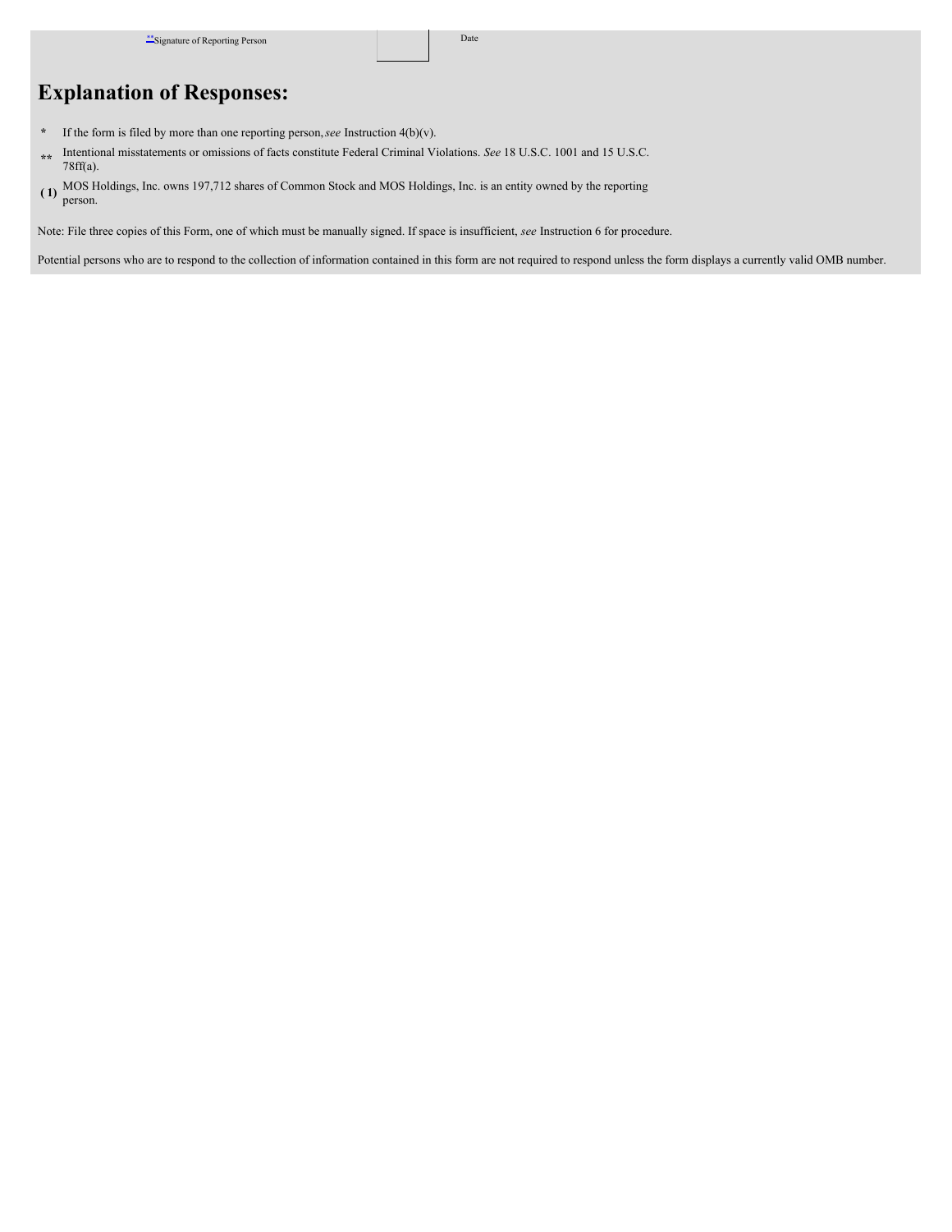** Signature of Reporting Person | Date

## Explanation of Responses:

\* If the form is filed by more than one reporting person, *see* Instruction 4(b)(v).

** Intentional misstatements or omissions of facts constitute Federal Criminal Violations. *See* 18 U.S.C. 1001 and 15 U.S.C. 78ff(a).

(1) MOS Holdings, Inc. owns 197,712 shares of Common Stock and MOS Holdings, Inc. is an entity owned by the reporting person.

Note: File three copies of this Form, one of which must be manually signed. If space is insufficient, *see* Instruction 6 for procedure.

Potential persons who are to respond to the collection of information contained in this form are not required to respond unless the form displays a currently valid OMB number.